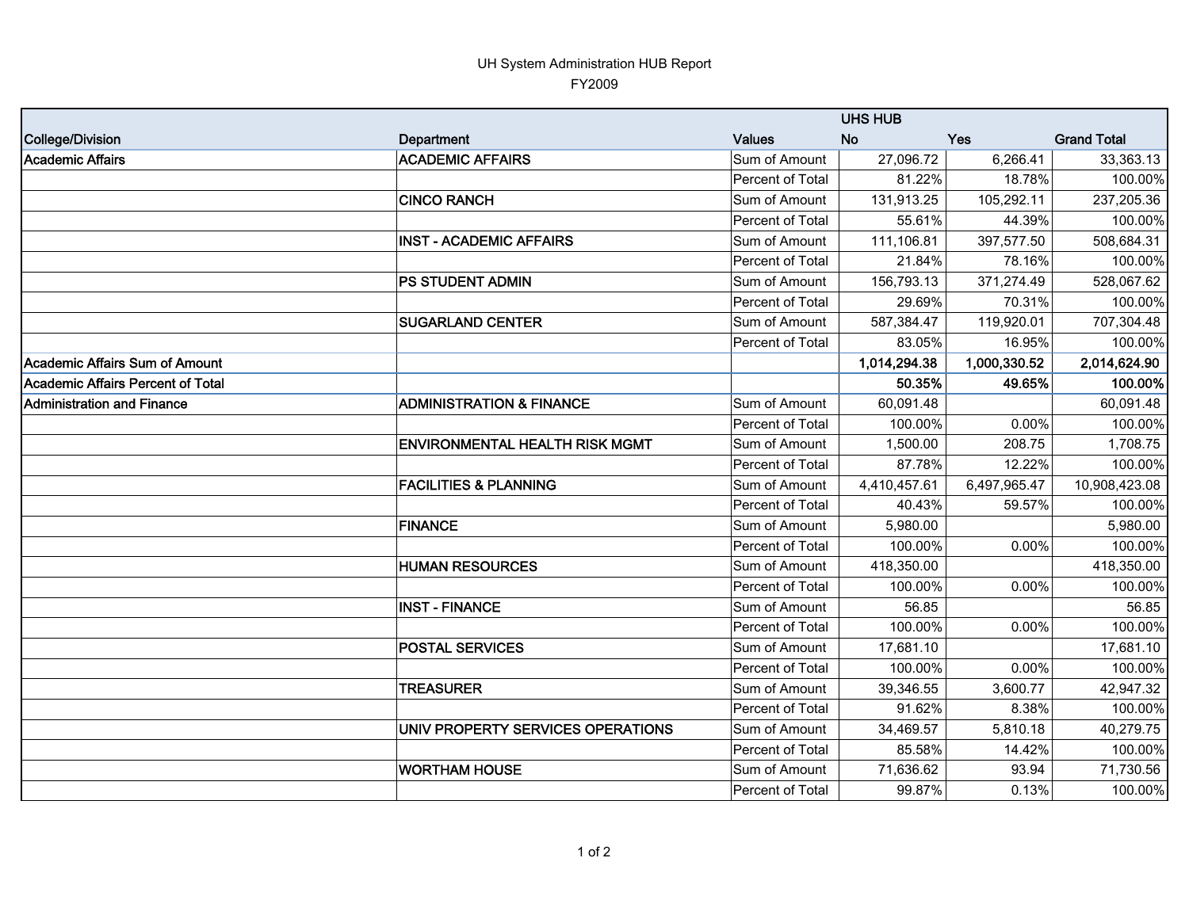UH System Administration HUB Report

FY2009

| | | | UHS HUB | | |
|---|---|---|---|---|---|
| **College/Division** | **Department** | **Values** | **No** | **Yes** | **Grand Total** |
| **Academic Affairs** | **ACADEMIC AFFAIRS** | Sum of Amount | 27,096.72 | 6,266.41 | 33,363.13 |
| | | Percent of Total | 81.22% | 18.78% | 100.00% |
| | **CINCO RANCH** | Sum of Amount | 131,913.25 | 105,292.11 | 237,205.36 |
| | | Percent of Total | 55.61% | 44.39% | 100.00% |
| | **INST - ACADEMIC AFFAIRS** | Sum of Amount | 111,106.81 | 397,577.50 | 508,684.31 |
| | | Percent of Total | 21.84% | 78.16% | 100.00% |
| | **PS STUDENT ADMIN** | Sum of Amount | 156,793.13 | 371,274.49 | 528,067.62 |
| | | Percent of Total | 29.69% | 70.31% | 100.00% |
| | **SUGARLAND CENTER** | Sum of Amount | 587,384.47 | 119,920.01 | 707,304.48 |
| | | Percent of Total | 83.05% | 16.95% | 100.00% |
| **Academic Affairs Sum of Amount** | | | **1,014,294.38** | **1,000,330.52** | **2,014,624.90** |
| **Academic Affairs Percent of Total** | | | **50.35%** | **49.65%** | **100.00%** |
| **Administration and Finance** | **ADMINISTRATION & FINANCE** | Sum of Amount | 60,091.48 | | 60,091.48 |
| | | Percent of Total | 100.00% | 0.00% | 100.00% |
| | **ENVIRONMENTAL HEALTH RISK MGMT** | Sum of Amount | 1,500.00 | 208.75 | 1,708.75 |
| | | Percent of Total | 87.78% | 12.22% | 100.00% |
| | **FACILITIES & PLANNING** | Sum of Amount | 4,410,457.61 | 6,497,965.47 | 10,908,423.08 |
| | | Percent of Total | 40.43% | 59.57% | 100.00% |
| | **FINANCE** | Sum of Amount | 5,980.00 | | 5,980.00 |
| | | Percent of Total | 100.00% | 0.00% | 100.00% |
| | **HUMAN RESOURCES** | Sum of Amount | 418,350.00 | | 418,350.00 |
| | | Percent of Total | 100.00% | 0.00% | 100.00% |
| | **INST - FINANCE** | Sum of Amount | 56.85 | | 56.85 |
| | | Percent of Total | 100.00% | 0.00% | 100.00% |
| | **POSTAL SERVICES** | Sum of Amount | 17,681.10 | | 17,681.10 |
| | | Percent of Total | 100.00% | 0.00% | 100.00% |
| | **TREASURER** | Sum of Amount | 39,346.55 | 3,600.77 | 42,947.32 |
| | | Percent of Total | 91.62% | 8.38% | 100.00% |
| | **UNIV PROPERTY SERVICES OPERATIONS** | Sum of Amount | 34,469.57 | 5,810.18 | 40,279.75 |
| | | Percent of Total | 85.58% | 14.42% | 100.00% |
| | **WORTHAM HOUSE** | Sum of Amount | 71,636.62 | 93.94 | 71,730.56 |
| | | Percent of Total | 99.87% | 0.13% | 100.00% |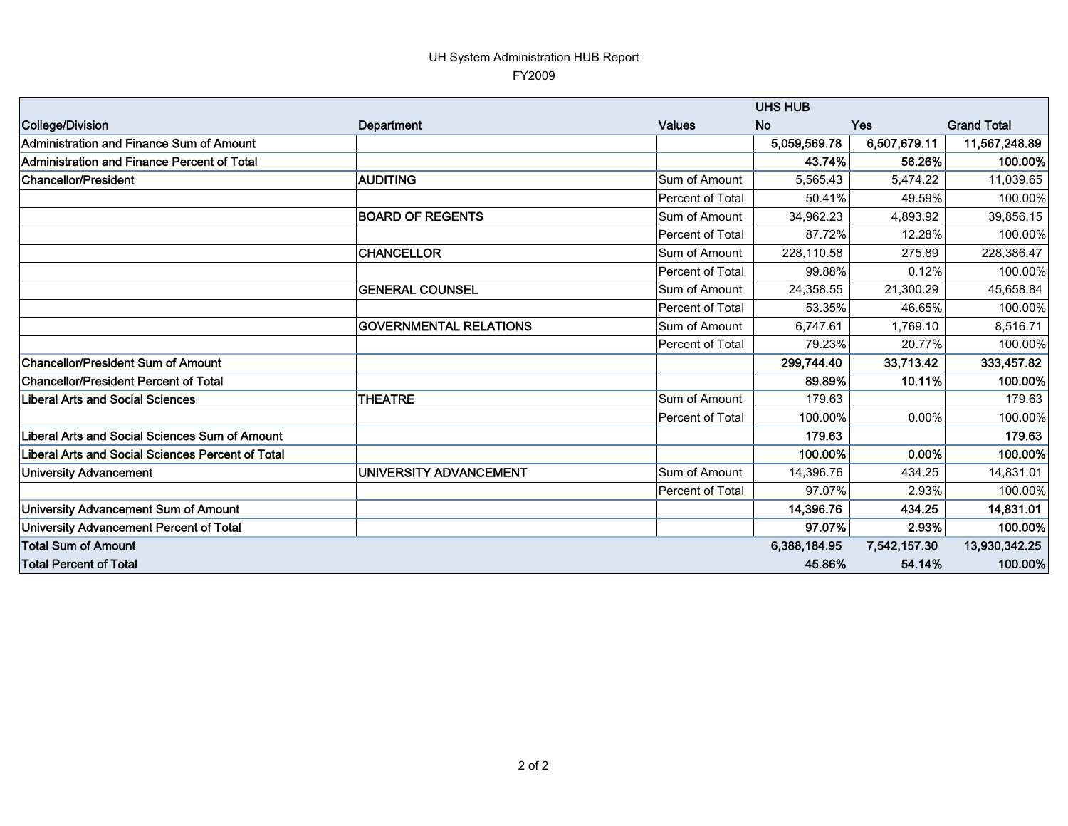UH System Administration HUB Report
FY2009

| | | | UHS HUB | | |
|---|---|---|---|---|---|
| College/Division | Department | Values | No | Yes | Grand Total |
| **Administration and Finance Sum of Amount** | | | **5,059,569.78** | **6,507,679.11** | **11,567,248.89** |
| **Administration and Finance Percent of Total** | | | **43.74%** | **56.26%** | **100.00%** |
| Chancellor/President | AUDITING | Sum of Amount | 5,565.43 | 5,474.22 | 11,039.65 |
| | | Percent of Total | 50.41% | 49.59% | 100.00% |
| | BOARD OF REGENTS | Sum of Amount | 34,962.23 | 4,893.92 | 39,856.15 |
| | | Percent of Total | 87.72% | 12.28% | 100.00% |
| | CHANCELLOR | Sum of Amount | 228,110.58 | 275.89 | 228,386.47 |
| | | Percent of Total | 99.88% | 0.12% | 100.00% |
| | GENERAL COUNSEL | Sum of Amount | 24,358.55 | 21,300.29 | 45,658.84 |
| | | Percent of Total | 53.35% | 46.65% | 100.00% |
| | GOVERNMENTAL RELATIONS | Sum of Amount | 6,747.61 | 1,769.10 | 8,516.71 |
| | | Percent of Total | 79.23% | 20.77% | 100.00% |
| **Chancellor/President Sum of Amount** | | | **299,744.40** | **33,713.42** | **333,457.82** |
| **Chancellor/President Percent of Total** | | | **89.89%** | **10.11%** | **100.00%** |
| Liberal Arts and Social Sciences | THEATRE | Sum of Amount | 179.63 | | 179.63 |
| | | Percent of Total | 100.00% | 0.00% | 100.00% |
| **Liberal Arts and Social Sciences Sum of Amount** | | | **179.63** | | **179.63** |
| **Liberal Arts and Social Sciences Percent of Total** | | | **100.00%** | **0.00%** | **100.00%** |
| University Advancement | UNIVERSITY ADVANCEMENT | Sum of Amount | 14,396.76 | 434.25 | 14,831.01 |
| | | Percent of Total | 97.07% | 2.93% | 100.00% |
| **University Advancement Sum of Amount** | | | **14,396.76** | **434.25** | **14,831.01** |
| **University Advancement Percent of Total** | | | **97.07%** | **2.93%** | **100.00%** |
| **Total Sum of Amount** | | | **6,388,184.95** | **7,542,157.30** | **13,930,342.25** |
| **Total Percent of Total** | | | **45.86%** | **54.14%** | **100.00%** |